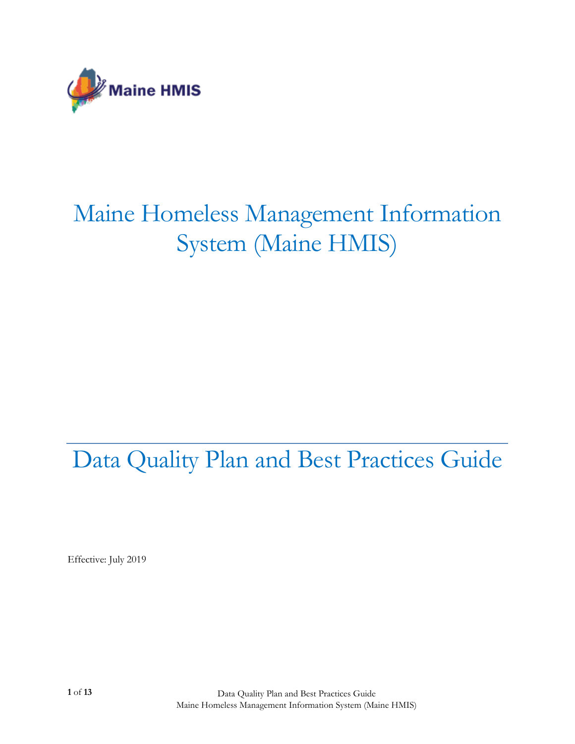Maine HMIS

# Maine Homeless Management Information System (Maine HMIS)

# Data Quality Plan and Best Practices Guide

Effective: July 2019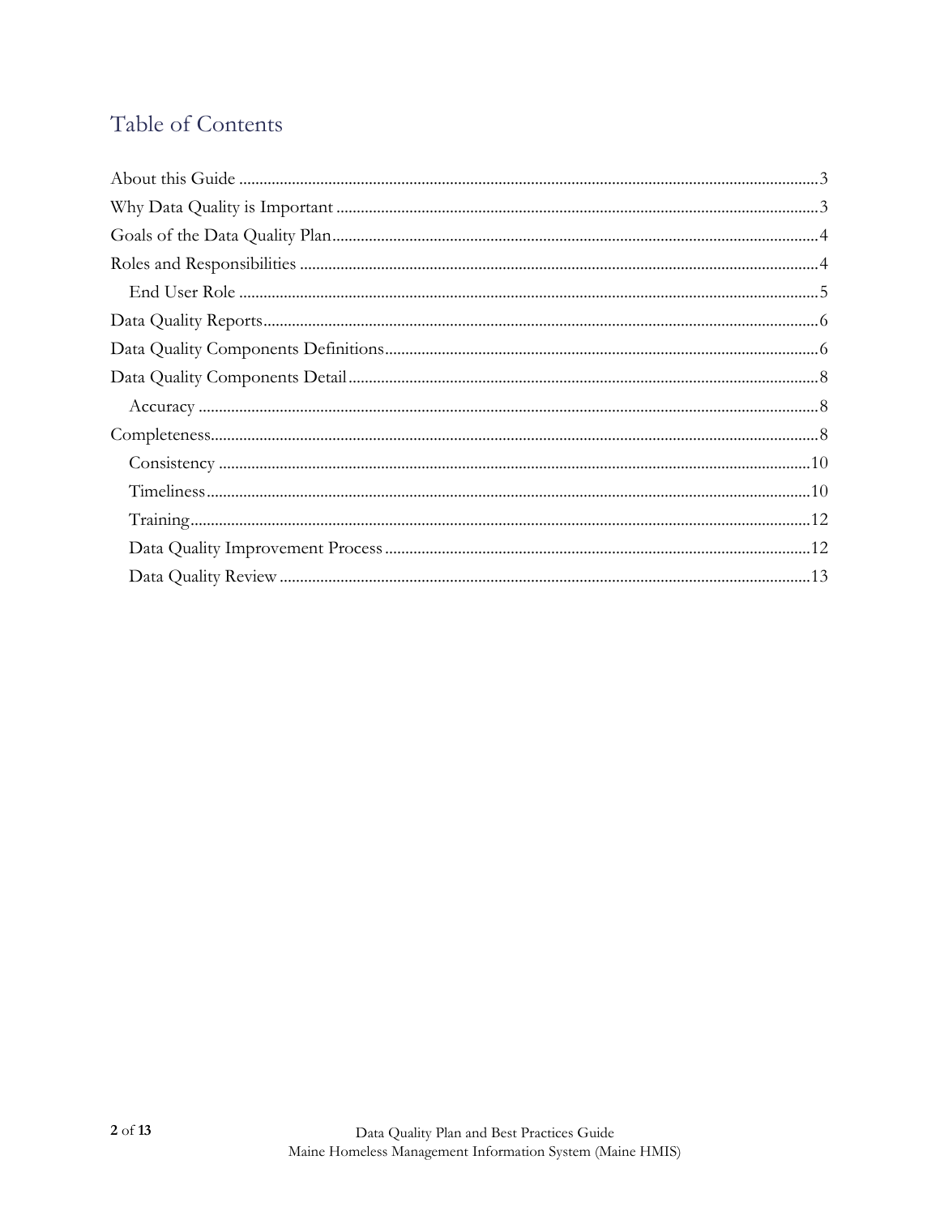# Table of Contents

- About this Guide ... 3
- Why Data Quality is Important ... 3
- Goals of the Data Quality Plan ... 4
- Roles and Responsibilities ... 4
  - End User Role ... 5
- Data Quality Reports ... 6
- Data Quality Components Definitions ... 6
- Data Quality Components Detail ... 8
  - Accuracy ... 8
- Completeness ... 8
  - Consistency ... 10
  - Timeliness ... 10
  - Training ... 12
  - Data Quality Improvement Process ... 12
  - Data Quality Review ... 13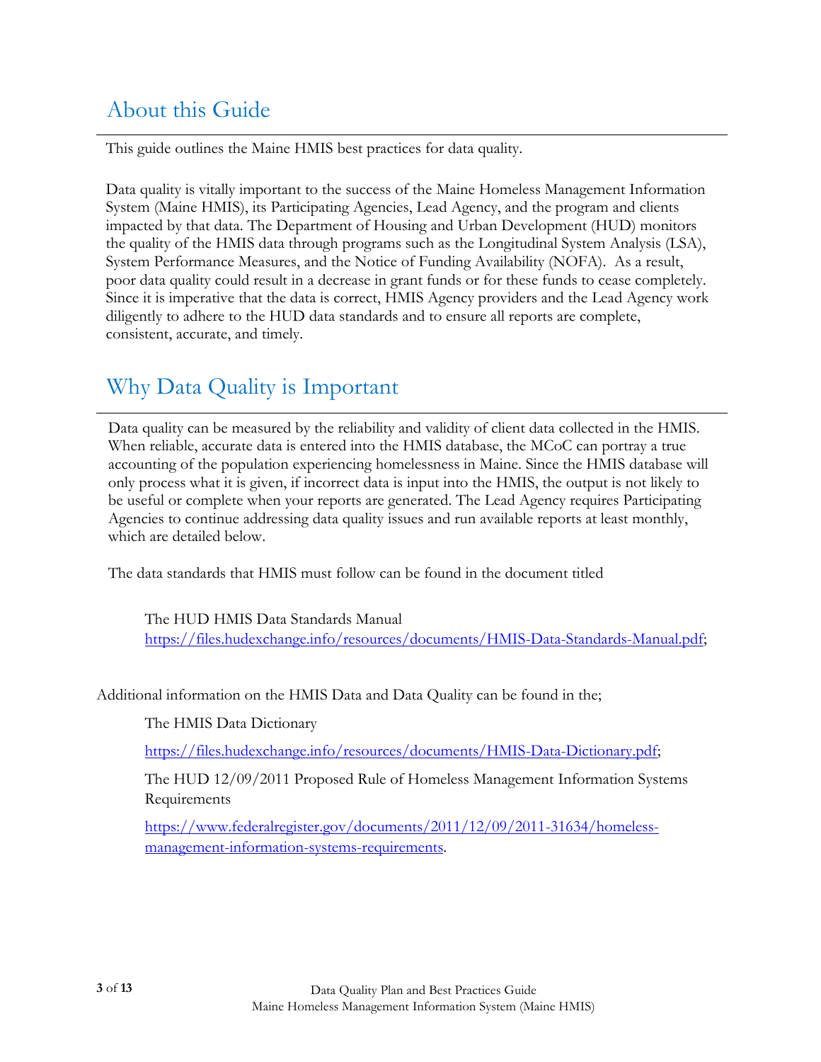# About this Guide

This guide outlines the Maine HMIS best practices for data quality.

Data quality is vitally important to the success of the Maine Homeless Management Information System (Maine HMIS), its Participating Agencies, Lead Agency, and the program and clients impacted by that data. The Department of Housing and Urban Development (HUD) monitors the quality of the HMIS data through programs such as the Longitudinal System Analysis (LSA), System Performance Measures, and the Notice of Funding Availability (NOFA). As a result, poor data quality could result in a decrease in grant funds or for these funds to cease completely. Since it is imperative that the data is correct, HMIS Agency providers and the Lead Agency work diligently to adhere to the HUD data standards and to ensure all reports are complete, consistent, accurate, and timely.

# Why Data Quality is Important

Data quality can be measured by the reliability and validity of client data collected in the HMIS. When reliable, accurate data is entered into the HMIS database, the MCoC can portray a true accounting of the population experiencing homelessness in Maine. Since the HMIS database will only process what it is given, if incorrect data is input into the HMIS, the output is not likely to be useful or complete when your reports are generated. The Lead Agency requires Participating Agencies to continue addressing data quality issues and run available reports at least monthly, which are detailed below.

The data standards that HMIS must follow can be found in the document titled

> The HUD HMIS Data Standards Manual
> https://files.hudexchange.info/resources/documents/HMIS-Data-Standards-Manual.pdf;

Additional information on the HMIS Data and Data Quality can be found in the;

> The HMIS Data Dictionary
>
> https://files.hudexchange.info/resources/documents/HMIS-Data-Dictionary.pdf;
>
> The HUD 12/09/2011 Proposed Rule of Homeless Management Information Systems Requirements
>
> https://www.federalregister.gov/documents/2011/12/09/2011-31634/homeless-management-information-systems-requirements.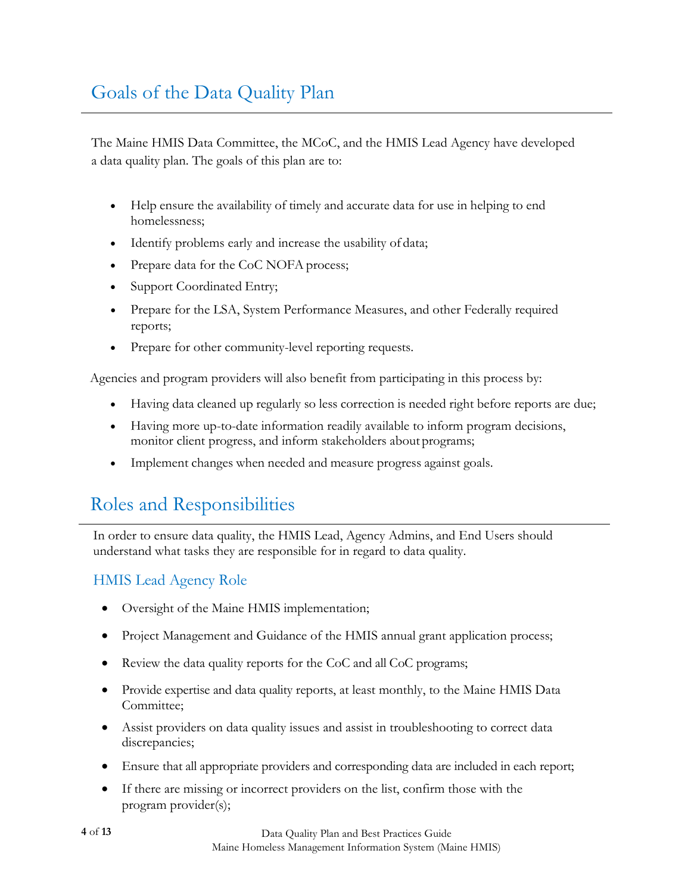## Goals of the Data Quality Plan

The Maine HMIS Data Committee, the MCoC, and the HMIS Lead Agency have developed a data quality plan. The goals of this plan are to:

- Help ensure the availability of timely and accurate data for use in helping to end homelessness;
- Identify problems early and increase the usability of data;
- Prepare data for the CoC NOFA process;
- Support Coordinated Entry;
- Prepare for the LSA, System Performance Measures, and other Federally required reports;
- Prepare for other community-level reporting requests.

Agencies and program providers will also benefit from participating in this process by:

- Having data cleaned up regularly so less correction is needed right before reports are due;
- Having more up-to-date information readily available to inform program decisions, monitor client progress, and inform stakeholders about programs;
- Implement changes when needed and measure progress against goals.

## Roles and Responsibilities

In order to ensure data quality, the HMIS Lead, Agency Admins, and End Users should understand what tasks they are responsible for in regard to data quality.

### HMIS Lead Agency Role

- Oversight of the Maine HMIS implementation;
- Project Management and Guidance of the HMIS annual grant application process;
- Review the data quality reports for the CoC and all CoC programs;
- Provide expertise and data quality reports, at least monthly, to the Maine HMIS Data Committee;
- Assist providers on data quality issues and assist in troubleshooting to correct data discrepancies;
- Ensure that all appropriate providers and corresponding data are included in each report;
- If there are missing or incorrect providers on the list, confirm those with the program provider(s);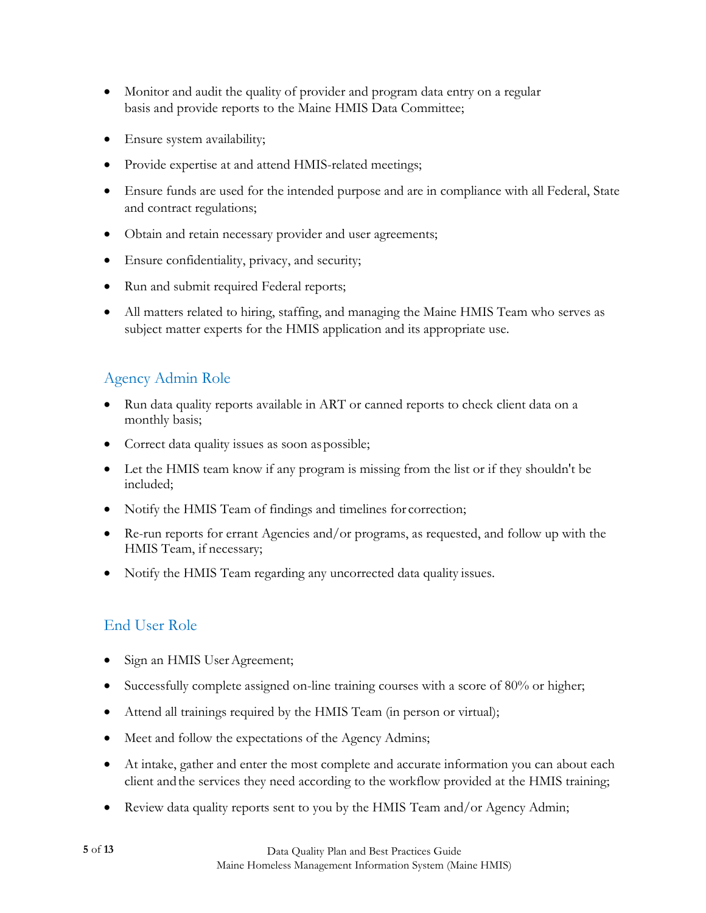- Monitor and audit the quality of provider and program data entry on a regular basis and provide reports to the Maine HMIS Data Committee;
- Ensure system availability;
- Provide expertise at and attend HMIS-related meetings;
- Ensure funds are used for the intended purpose and are in compliance with all Federal, State and contract regulations;
- Obtain and retain necessary provider and user agreements;
- Ensure confidentiality, privacy, and security;
- Run and submit required Federal reports;
- All matters related to hiring, staffing, and managing the Maine HMIS Team who serves as subject matter experts for the HMIS application and its appropriate use.

## Agency Admin Role

- Run data quality reports available in ART or canned reports to check client data on a monthly basis;
- Correct data quality issues as soon as possible;
- Let the HMIS team know if any program is missing from the list or if they shouldn't be included;
- Notify the HMIS Team of findings and timelines for correction;
- Re-run reports for errant Agencies and/or programs, as requested, and follow up with the HMIS Team, if necessary;
- Notify the HMIS Team regarding any uncorrected data quality issues.

## End User Role

- Sign an HMIS User Agreement;
- Successfully complete assigned on-line training courses with a score of 80% or higher;
- Attend all trainings required by the HMIS Team (in person or virtual);
- Meet and follow the expectations of the Agency Admins;
- At intake, gather and enter the most complete and accurate information you can about each client and the services they need according to the workflow provided at the HMIS training;
- Review data quality reports sent to you by the HMIS Team and/or Agency Admin;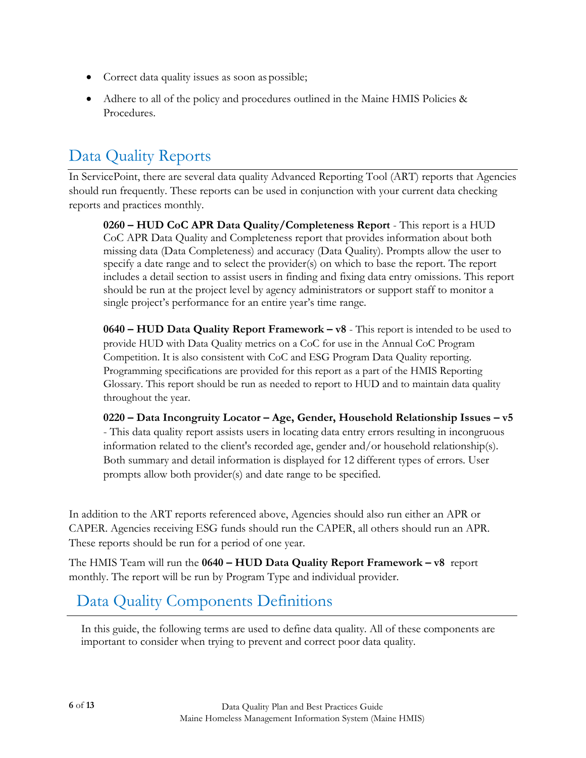- Correct data quality issues as soon as possible;
- Adhere to all of the policy and procedures outlined in the Maine HMIS Policies & Procedures.

## Data Quality Reports

In ServicePoint, there are several data quality Advanced Reporting Tool (ART) reports that Agencies should run frequently. These reports can be used in conjunction with your current data checking reports and practices monthly.

> **0260 – HUD CoC APR Data Quality/Completeness Report** - This report is a HUD CoC APR Data Quality and Completeness report that provides information about both missing data (Data Completeness) and accuracy (Data Quality). Prompts allow the user to specify a date range and to select the provider(s) on which to base the report. The report includes a detail section to assist users in finding and fixing data entry omissions. This report should be run at the project level by agency administrators or support staff to monitor a single project's performance for an entire year's time range.
>
> **0640 – HUD Data Quality Report Framework – v8** - This report is intended to be used to provide HUD with Data Quality metrics on a CoC for use in the Annual CoC Program Competition. It is also consistent with CoC and ESG Program Data Quality reporting. Programming specifications are provided for this report as a part of the HMIS Reporting Glossary. This report should be run as needed to report to HUD and to maintain data quality throughout the year.
>
> **0220 – Data Incongruity Locator – Age, Gender, Household Relationship Issues – v5** - This data quality report assists users in locating data entry errors resulting in incongruous information related to the client's recorded age, gender and/or household relationship(s). Both summary and detail information is displayed for 12 different types of errors. User prompts allow both provider(s) and date range to be specified.

In addition to the ART reports referenced above, Agencies should also run either an APR or CAPER. Agencies receiving ESG funds should run the CAPER, all others should run an APR. These reports should be run for a period of one year.

The HMIS Team will run the **0640 – HUD Data Quality Report Framework – v8** report monthly. The report will be run by Program Type and individual provider.

## Data Quality Components Definitions

In this guide, the following terms are used to define data quality. All of these components are important to consider when trying to prevent and correct poor data quality.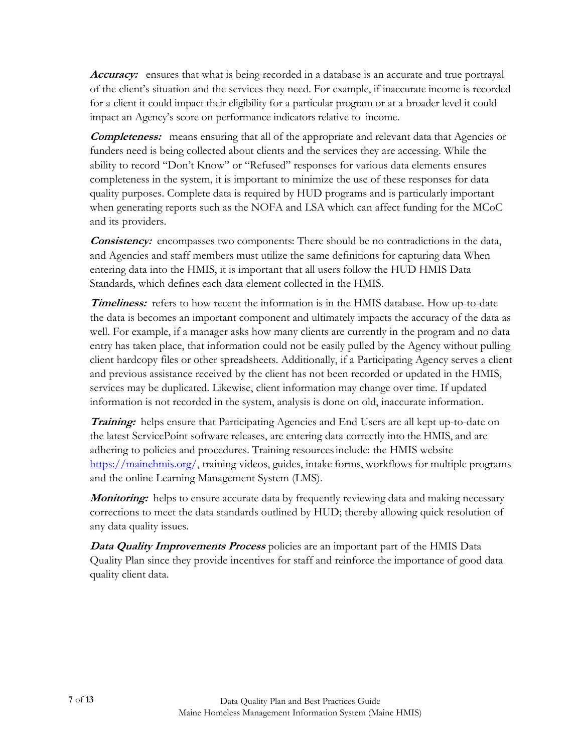***Accuracy:*** ensures that what is being recorded in a database is an accurate and true portrayal of the client's situation and the services they need. For example, if inaccurate income is recorded for a client it could impact their eligibility for a particular program or at a broader level it could impact an Agency's score on performance indicators relative to income.

***Completeness:*** means ensuring that all of the appropriate and relevant data that Agencies or funders need is being collected about clients and the services they are accessing. While the ability to record "Don't Know" or "Refused" responses for various data elements ensures completeness in the system, it is important to minimize the use of these responses for data quality purposes. Complete data is required by HUD programs and is particularly important when generating reports such as the NOFA and LSA which can affect funding for the MCoC and its providers.

***Consistency:*** encompasses two components: There should be no contradictions in the data, and Agencies and staff members must utilize the same definitions for capturing data When entering data into the HMIS, it is important that all users follow the HUD HMIS Data Standards, which defines each data element collected in the HMIS.

***Timeliness:*** refers to how recent the information is in the HMIS database. How up-to-date the data is becomes an important component and ultimately impacts the accuracy of the data as well. For example, if a manager asks how many clients are currently in the program and no data entry has taken place, that information could not be easily pulled by the Agency without pulling client hardcopy files or other spreadsheets. Additionally, if a Participating Agency serves a client and previous assistance received by the client has not been recorded or updated in the HMIS, services may be duplicated. Likewise, client information may change over time. If updated information is not recorded in the system, analysis is done on old, inaccurate information.

***Training:*** helps ensure that Participating Agencies and End Users are all kept up-to-date on the latest ServicePoint software releases, are entering data correctly into the HMIS, and are adhering to policies and procedures. Training resources include: the HMIS website [https://mainehmis.org/](https://mainehmis.org/), training videos, guides, intake forms, workflows for multiple programs and the online Learning Management System (LMS).

***Monitoring:*** helps to ensure accurate data by frequently reviewing data and making necessary corrections to meet the data standards outlined by HUD; thereby allowing quick resolution of any data quality issues.

***Data Quality Improvements Process*** policies are an important part of the HMIS Data Quality Plan since they provide incentives for staff and reinforce the importance of good data quality client data.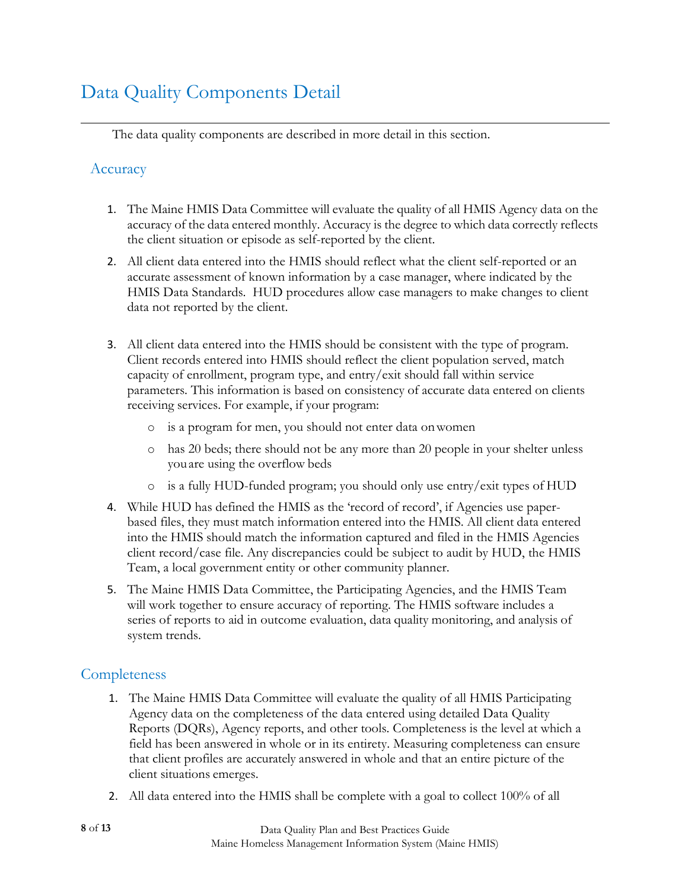# Data Quality Components Detail

The data quality components are described in more detail in this section.

## Accuracy

1. The Maine HMIS Data Committee will evaluate the quality of all HMIS Agency data on the accuracy of the data entered monthly. Accuracy is the degree to which data correctly reflects the client situation or episode as self-reported by the client.
2. All client data entered into the HMIS should reflect what the client self-reported or an accurate assessment of known information by a case manager, where indicated by the HMIS Data Standards. HUD procedures allow case managers to make changes to client data not reported by the client.
3. All client data entered into the HMIS should be consistent with the type of program. Client records entered into HMIS should reflect the client population served, match capacity of enrollment, program type, and entry/exit should fall within service parameters. This information is based on consistency of accurate data entered on clients receiving services. For example, if your program:
   - is a program for men, you should not enter data on women
   - has 20 beds; there should not be any more than 20 people in your shelter unless you are using the overflow beds
   - is a fully HUD-funded program; you should only use entry/exit types of HUD
4. While HUD has defined the HMIS as the 'record of record', if Agencies use paper-based files, they must match information entered into the HMIS. All client data entered into the HMIS should match the information captured and filed in the HMIS Agencies client record/case file. Any discrepancies could be subject to audit by HUD, the HMIS Team, a local government entity or other community planner.
5. The Maine HMIS Data Committee, the Participating Agencies, and the HMIS Team will work together to ensure accuracy of reporting. The HMIS software includes a series of reports to aid in outcome evaluation, data quality monitoring, and analysis of system trends.

## Completeness

1. The Maine HMIS Data Committee will evaluate the quality of all HMIS Participating Agency data on the completeness of the data entered using detailed Data Quality Reports (DQRs), Agency reports, and other tools. Completeness is the level at which a field has been answered in whole or in its entirety. Measuring completeness can ensure that client profiles are accurately answered in whole and that an entire picture of the client situations emerges.
2. All data entered into the HMIS shall be complete with a goal to collect 100% of all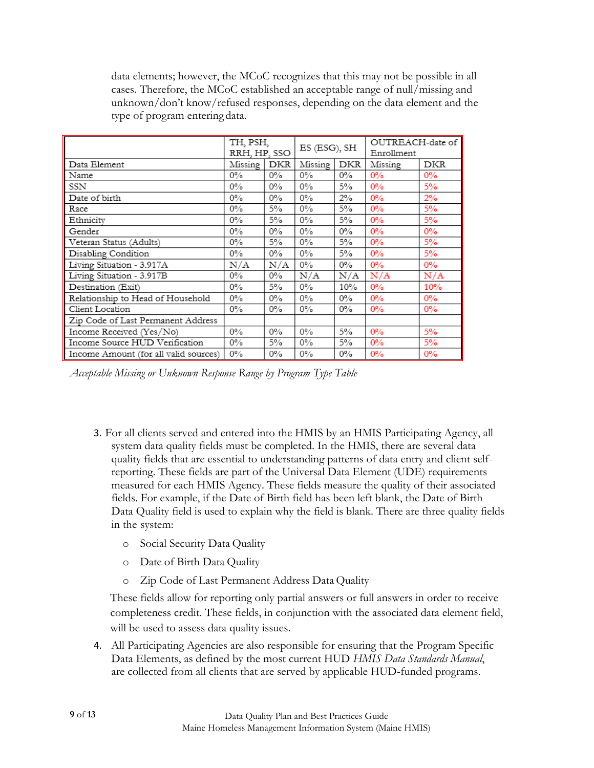data elements; however, the MCoC recognizes that this may not be possible in all cases. Therefore, the MCoC established an acceptable range of null/missing and unknown/don't know/refused responses, depending on the data element and the type of program entering data.

| | TH, PSH, RRH, HP, SSO | | ES (ESG), SH | | OUTREACH-date of Enrollment | |
|---|---|---|---|---|---|---|
| Data Element | Missing | DKR | Missing | DKR | Missing | DKR |
| Name | 0% | 0% | 0% | 0% | 0% | 0% |
| SSN | 0% | 0% | 0% | 5% | 0% | 5% |
| Date of birth | 0% | 0% | 0% | 2% | 0% | 2% |
| Race | 0% | 5% | 0% | 5% | 0% | 5% |
| Ethnicity | 0% | 5% | 0% | 5% | 0% | 5% |
| Gender | 0% | 0% | 0% | 0% | 0% | 0% |
| Veteran Status (Adults) | 0% | 5% | 0% | 5% | 0% | 5% |
| Disabling Condition | 0% | 0% | 0% | 5% | 0% | 5% |
| Living Situation - 3.917A | N/A | N/A | 0% | 0% | 0% | 0% |
| Living Situation - 3.917B | 0% | 0% | N/A | N/A | N/A | N/A |
| Destination (Exit) | 0% | 5% | 0% | 10% | 0% | 10% |
| Relationship to Head of Household | 0% | 0% | 0% | 0% | 0% | 0% |
| Client Location | 0% | 0% | 0% | 0% | 0% | 0% |
| Zip Code of Last Permanent Address | | | | | | |
| Income Received (Yes/No) | 0% | 0% | 0% | 5% | 0% | 5% |
| Income Source HUD Verification | 0% | 5% | 0% | 5% | 0% | 5% |
| Income Amount (for all valid sources) | 0% | 0% | 0% | 0% | 0% | 0% |

*Acceptable Missing or Unknown Response Range by Program Type Table*

3. For all clients served and entered into the HMIS by an HMIS Participating Agency, all system data quality fields must be completed. In the HMIS, there are several data quality fields that are essential to understanding patterns of data entry and client self-reporting. These fields are part of the Universal Data Element (UDE) requirements measured for each HMIS Agency. These fields measure the quality of their associated fields. For example, if the Date of Birth field has been left blank, the Date of Birth Data Quality field is used to explain why the field is blank. There are three quality fields in the system:
   - Social Security Data Quality
   - Date of Birth Data Quality
   - Zip Code of Last Permanent Address Data Quality

   These fields allow for reporting only partial answers or full answers in order to receive completeness credit. These fields, in conjunction with the associated data element field, will be used to assess data quality issues.

4. All Participating Agencies are also responsible for ensuring that the Program Specific Data Elements, as defined by the most current HUD *HMIS Data Standards Manual*, are collected from all clients that are served by applicable HUD-funded programs.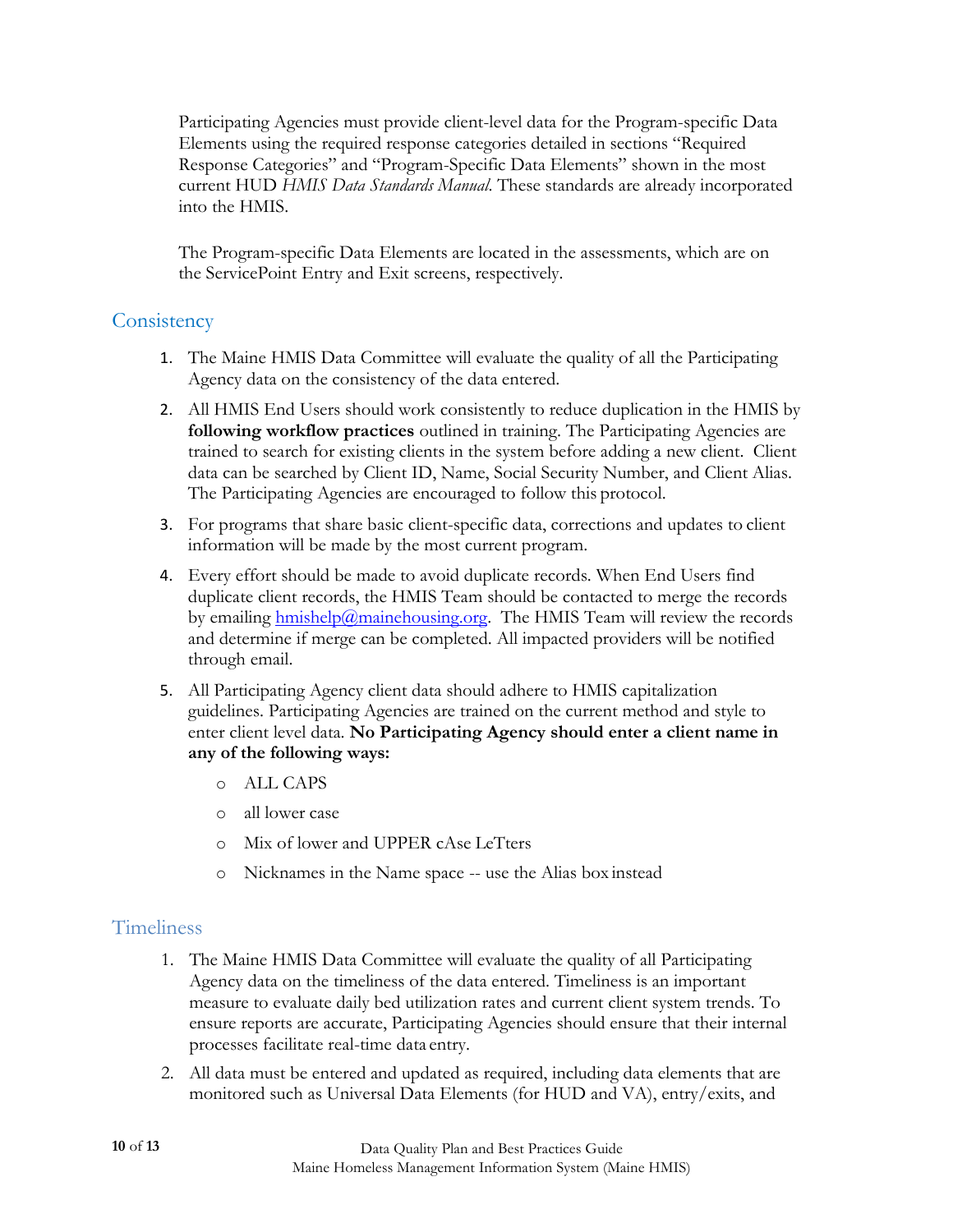Participating Agencies must provide client-level data for the Program-specific Data Elements using the required response categories detailed in sections "Required Response Categories" and "Program-Specific Data Elements" shown in the most current HUD *HMIS Data Standards Manual*. These standards are already incorporated into the HMIS.

The Program-specific Data Elements are located in the assessments, which are on the ServicePoint Entry and Exit screens, respectively.

## Consistency

1. The Maine HMIS Data Committee will evaluate the quality of all the Participating Agency data on the consistency of the data entered.
2. All HMIS End Users should work consistently to reduce duplication in the HMIS by **following workflow practices** outlined in training. The Participating Agencies are trained to search for existing clients in the system before adding a new client. Client data can be searched by Client ID, Name, Social Security Number, and Client Alias. The Participating Agencies are encouraged to follow this protocol.
3. For programs that share basic client-specific data, corrections and updates to client information will be made by the most current program.
4. Every effort should be made to avoid duplicate records. When End Users find duplicate client records, the HMIS Team should be contacted to merge the records by emailing hmishelp@mainehousing.org. The HMIS Team will review the records and determine if merge can be completed. All impacted providers will be notified through email.
5. All Participating Agency client data should adhere to HMIS capitalization guidelines. Participating Agencies are trained on the current method and style to enter client level data. **No Participating Agency should enter a client name in any of the following ways:**
   - ALL CAPS
   - all lower case
   - Mix of lower and UPPER cAse LeTters
   - Nicknames in the Name space -- use the Alias box instead

## Timeliness

1. The Maine HMIS Data Committee will evaluate the quality of all Participating Agency data on the timeliness of the data entered. Timeliness is an important measure to evaluate daily bed utilization rates and current client system trends. To ensure reports are accurate, Participating Agencies should ensure that their internal processes facilitate real-time data entry.
2. All data must be entered and updated as required, including data elements that are monitored such as Universal Data Elements (for HUD and VA), entry/exits, and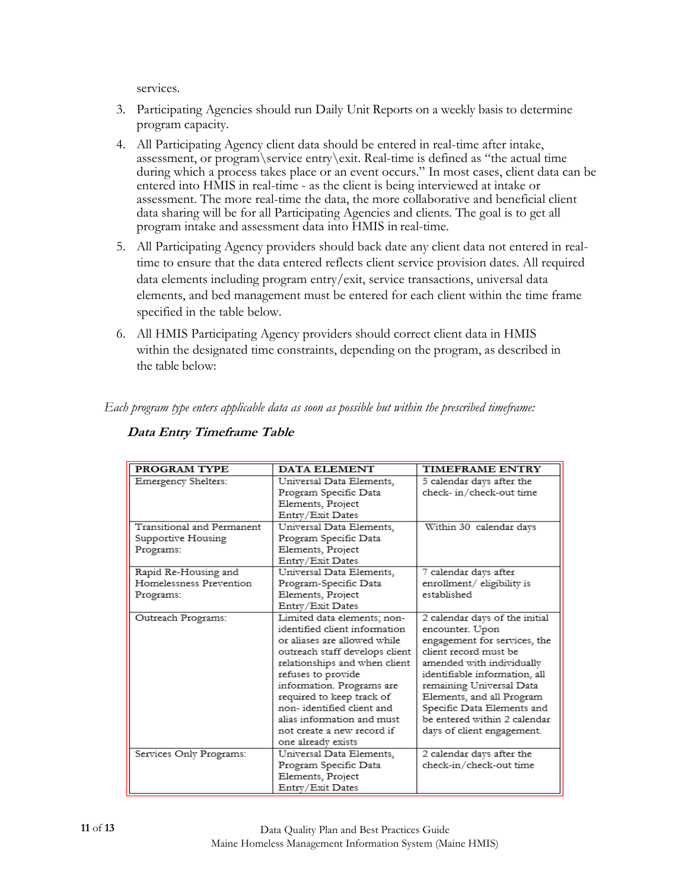services.

3. Participating Agencies should run Daily Unit Reports on a weekly basis to determine program capacity.
4. All Participating Agency client data should be entered in real-time after intake, assessment, or program\service entry\exit. Real-time is defined as "the actual time during which a process takes place or an event occurs." In most cases, client data can be entered into HMIS in real-time - as the client is being interviewed at intake or assessment. The more real-time the data, the more collaborative and beneficial client data sharing will be for all Participating Agencies and clients. The goal is to get all program intake and assessment data into HMIS in real-time.
5. All Participating Agency providers should back date any client data not entered in real-time to ensure that the data entered reflects client service provision dates. All required data elements including program entry/exit, service transactions, universal data elements, and bed management must be entered for each client within the time frame specified in the table below.
6. All HMIS Participating Agency providers should correct client data in HMIS within the designated time constraints, depending on the program, as described in the table below:

*Each program type enters applicable data as soon as possible but within the prescribed timeframe:*

***Data Entry Timeframe Table***

| PROGRAM TYPE | DATA ELEMENT | TIMEFRAME ENTRY |
|---|---|---|
| Emergency Shelters: | Universal Data Elements, Program Specific Data Elements, Project Entry/Exit Dates | 5 calendar days after the check- in/check-out time |
| Transitional and Permanent Supportive Housing Programs: | Universal Data Elements, Program Specific Data Elements, Project Entry/Exit Dates | Within 30 calendar days |
| Rapid Re-Housing and Homelessness Prevention Programs: | Universal Data Elements, Program-Specific Data Elements, Project Entry/Exit Dates | 7 calendar days after enrollment/ eligibility is established |
| Outreach Programs: | Limited data elements; non-identified client information or aliases are allowed while outreach staff develops client relationships and when client refuses to provide information. Programs are required to keep track of non- identified client and alias information and must not create a new record if one already exists | 2 calendar days of the initial encounter. Upon engagement for services, the client record must be amended with individually identifiable information, all remaining Universal Data Elements, and all Program Specific Data Elements and be entered within 2 calendar days of client engagement. |
| Services Only Programs: | Universal Data Elements, Program Specific Data Elements, Project Entry/Exit Dates | 2 calendar days after the check-in/check-out time |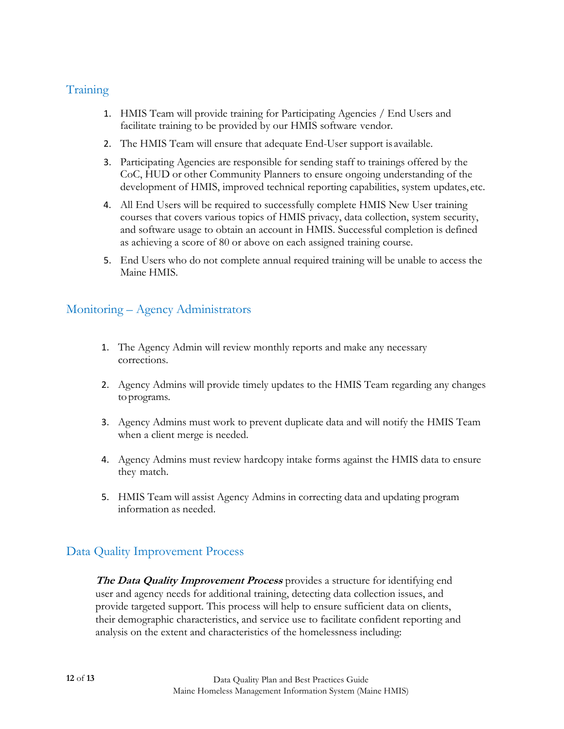## Training

1. HMIS Team will provide training for Participating Agencies / End Users and facilitate training to be provided by our HMIS software vendor.
2. The HMIS Team will ensure that adequate End-User support is available.
3. Participating Agencies are responsible for sending staff to trainings offered by the CoC, HUD or other Community Planners to ensure ongoing understanding of the development of HMIS, improved technical reporting capabilities, system updates, etc.
4. All End Users will be required to successfully complete HMIS New User training courses that covers various topics of HMIS privacy, data collection, system security, and software usage to obtain an account in HMIS. Successful completion is defined as achieving a score of 80 or above on each assigned training course.
5. End Users who do not complete annual required training will be unable to access the Maine HMIS.

## Monitoring – Agency Administrators

1. The Agency Admin will review monthly reports and make any necessary corrections.
2. Agency Admins will provide timely updates to the HMIS Team regarding any changes to programs.
3. Agency Admins must work to prevent duplicate data and will notify the HMIS Team when a client merge is needed.
4. Agency Admins must review hardcopy intake forms against the HMIS data to ensure they match.
5. HMIS Team will assist Agency Admins in correcting data and updating program information as needed.

## Data Quality Improvement Process

***The Data Quality Improvement Process*** provides a structure for identifying end user and agency needs for additional training, detecting data collection issues, and provide targeted support. This process will help to ensure sufficient data on clients, their demographic characteristics, and service use to facilitate confident reporting and analysis on the extent and characteristics of the homelessness including: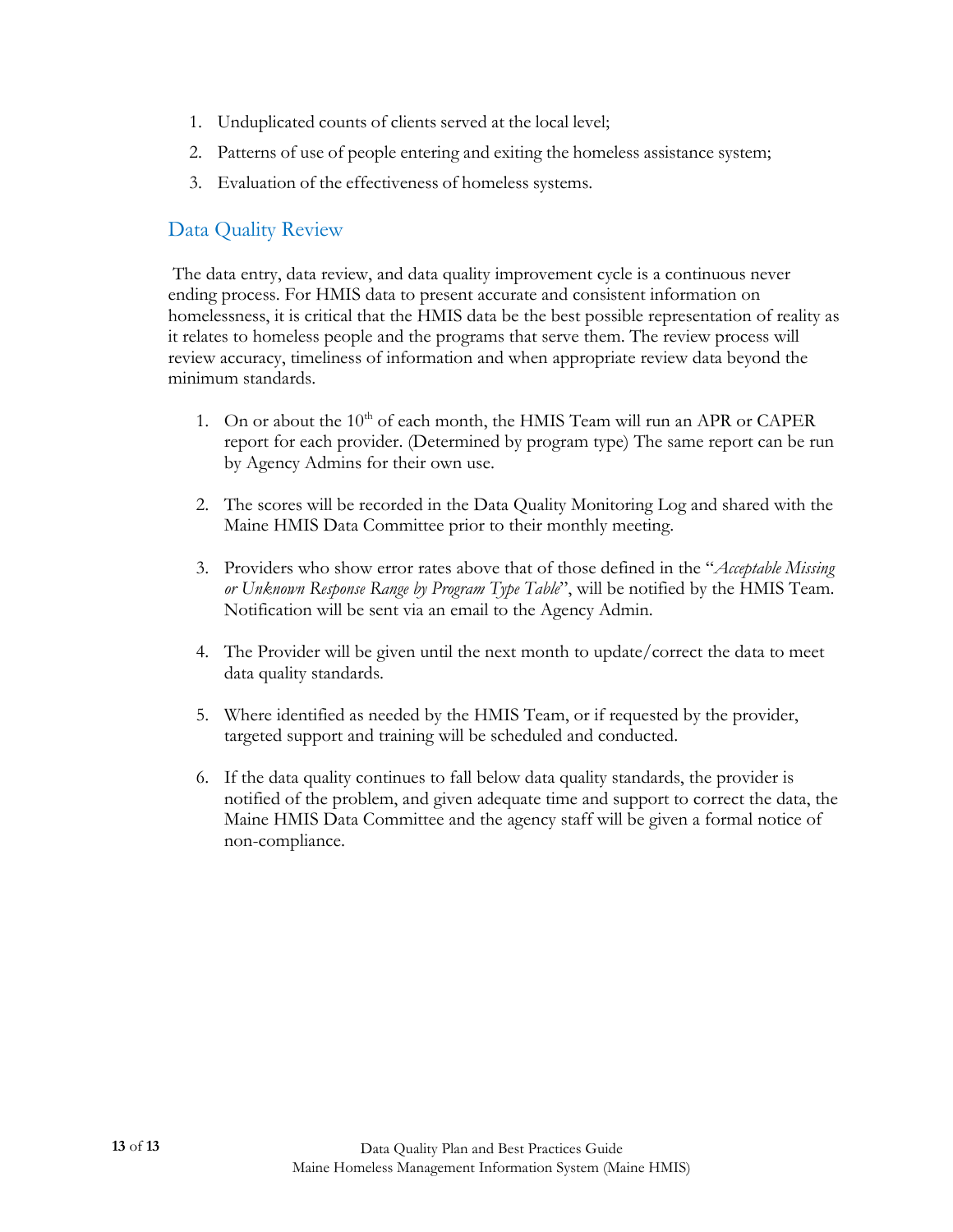1. Unduplicated counts of clients served at the local level;
2. Patterns of use of people entering and exiting the homeless assistance system;
3. Evaluation of the effectiveness of homeless systems.

## Data Quality Review

The data entry, data review, and data quality improvement cycle is a continuous never ending process. For HMIS data to present accurate and consistent information on homelessness, it is critical that the HMIS data be the best possible representation of reality as it relates to homeless people and the programs that serve them. The review process will review accuracy, timeliness of information and when appropriate review data beyond the minimum standards.

1. On or about the 10th of each month, the HMIS Team will run an APR or CAPER report for each provider. (Determined by program type) The same report can be run by Agency Admins for their own use.

2. The scores will be recorded in the Data Quality Monitoring Log and shared with the Maine HMIS Data Committee prior to their monthly meeting.

3. Providers who show error rates above that of those defined in the "*Acceptable Missing or Unknown Response Range by Program Type Table*", will be notified by the HMIS Team. Notification will be sent via an email to the Agency Admin.

4. The Provider will be given until the next month to update/correct the data to meet data quality standards.

5. Where identified as needed by the HMIS Team, or if requested by the provider, targeted support and training will be scheduled and conducted.

6. If the data quality continues to fall below data quality standards, the provider is notified of the problem, and given adequate time and support to correct the data, the Maine HMIS Data Committee and the agency staff will be given a formal notice of non-compliance.